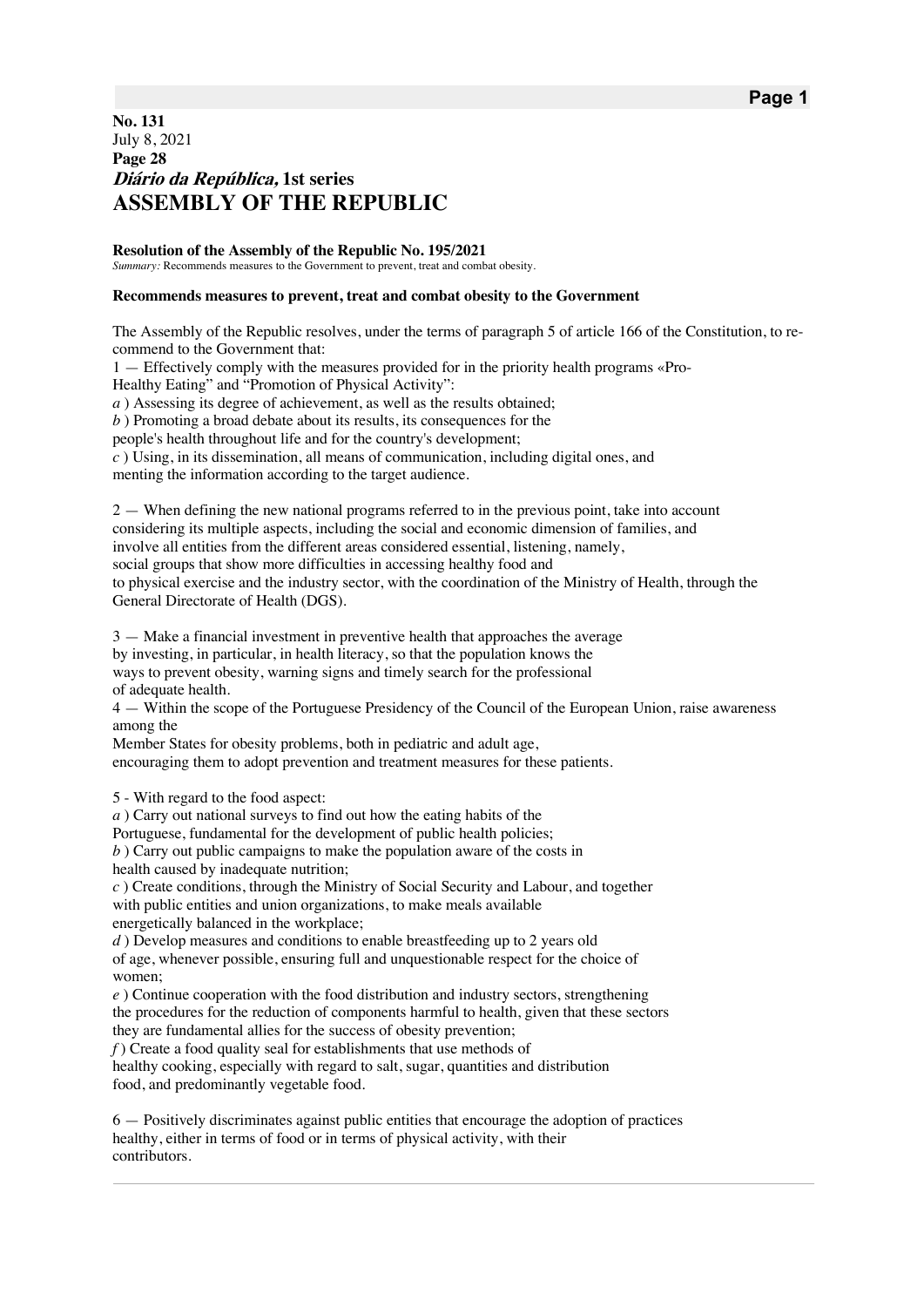**No. 131**
July 8, 2021
**Page 28**
***Diário da República,* 1st series**

# ASSEMBLY OF THE REPUBLIC

**Resolution of the Assembly of the Republic No. 195/2021**

*Summary:* Recommends measures to the Government to prevent, treat and combat obesity.

**Recommends measures to prevent, treat and combat obesity to the Government**

The Assembly of the Republic resolves, under the terms of paragraph 5 of article 166 of the Constitution, to recommend to the Government that:

1 — Effectively comply with the measures provided for in the priority health programs «Pro-Healthy Eating" and "Promotion of Physical Activity":

*a* ) Assessing its degree of achievement, as well as the results obtained;

*b* ) Promoting a broad debate about its results, its consequences for the people's health throughout life and for the country's development;

*c* ) Using, in its dissemination, all means of communication, including digital ones, and menting the information according to the target audience.

2 — When defining the new national programs referred to in the previous point, take into account considering its multiple aspects, including the social and economic dimension of families, and involve all entities from the different areas considered essential, listening, namely, social groups that show more difficulties in accessing healthy food and to physical exercise and the industry sector, with the coordination of the Ministry of Health, through the General Directorate of Health (DGS).

3 — Make a financial investment in preventive health that approaches the average by investing, in particular, in health literacy, so that the population knows the ways to prevent obesity, warning signs and timely search for the professional of adequate health.

4 — Within the scope of the Portuguese Presidency of the Council of the European Union, raise awareness among the Member States for obesity problems, both in pediatric and adult age, encouraging them to adopt prevention and treatment measures for these patients.

5 - With regard to the food aspect:

*a* ) Carry out national surveys to find out how the eating habits of the Portuguese, fundamental for the development of public health policies;

*b* ) Carry out public campaigns to make the population aware of the costs in health caused by inadequate nutrition;

*c* ) Create conditions, through the Ministry of Social Security and Labour, and together with public entities and union organizations, to make meals available energetically balanced in the workplace;

*d* ) Develop measures and conditions to enable breastfeeding up to 2 years old of age, whenever possible, ensuring full and unquestionable respect for the choice of women;

*e* ) Continue cooperation with the food distribution and industry sectors, strengthening the procedures for the reduction of components harmful to health, given that these sectors they are fundamental allies for the success of obesity prevention;

*f* ) Create a food quality seal for establishments that use methods of healthy cooking, especially with regard to salt, sugar, quantities and distribution food, and predominantly vegetable food.

6 — Positively discriminates against public entities that encourage the adoption of practices healthy, either in terms of food or in terms of physical activity, with their contributors.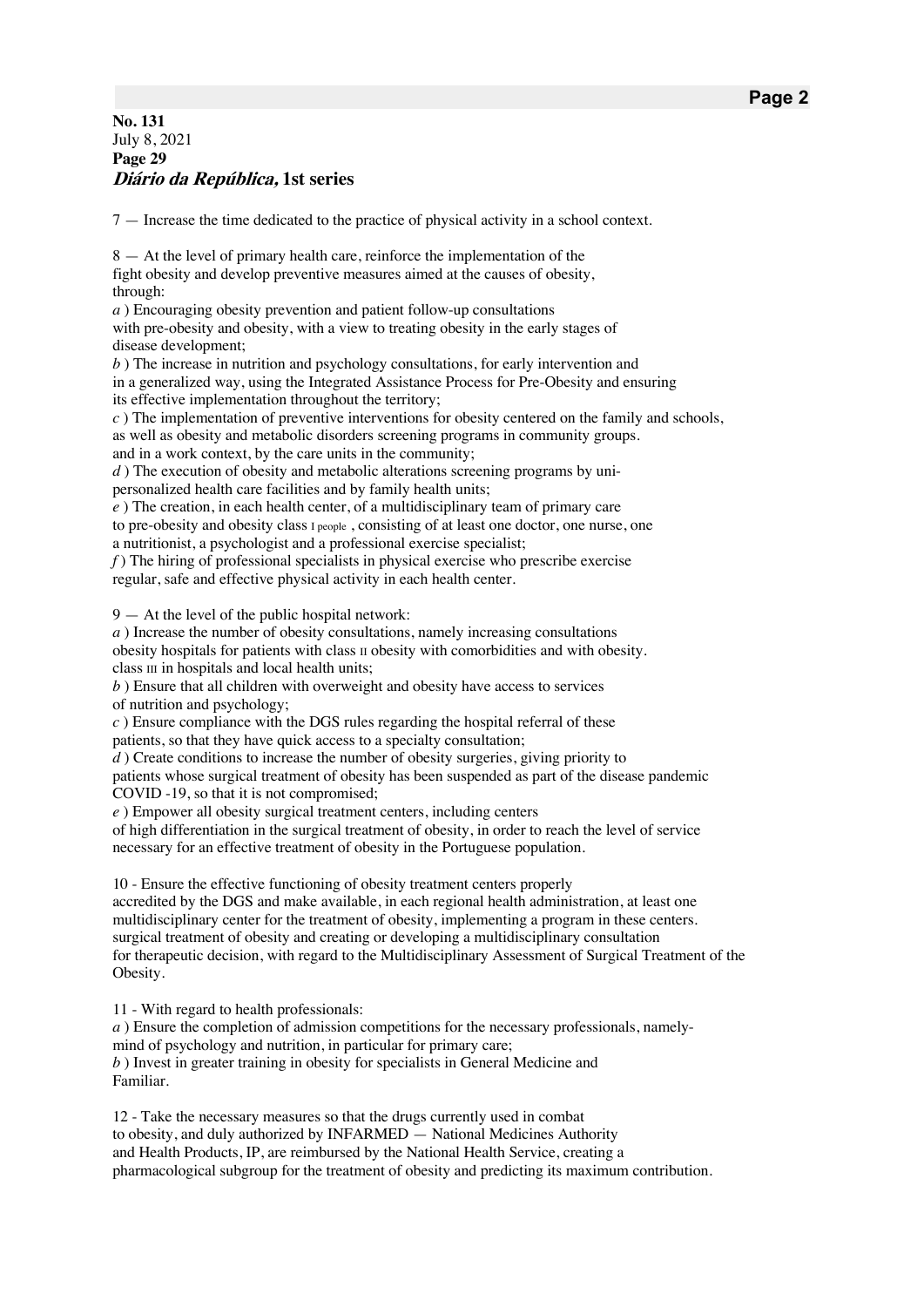7 — Increase the time dedicated to the practice of physical activity in a school context.

8 — At the level of primary health care, reinforce the implementation of the fight obesity and develop preventive measures aimed at the causes of obesity, through:

*a* ) Encouraging obesity prevention and patient follow-up consultations with pre-obesity and obesity, with a view to treating obesity in the early stages of disease development;

*b* ) The increase in nutrition and psychology consultations, for early intervention and in a generalized way, using the Integrated Assistance Process for Pre-Obesity and ensuring its effective implementation throughout the territory;

*c* ) The implementation of preventive interventions for obesity centered on the family and schools, as well as obesity and metabolic disorders screening programs in community groups. and in a work context, by the care units in the community;

*d* ) The execution of obesity and metabolic alterations screening programs by uni-personalized health care facilities and by family health units;

*e* ) The creation, in each health center, of a multidisciplinary team of primary care to pre-obesity and obesity class I people , consisting of at least one doctor, one nurse, one a nutritionist, a psychologist and a professional exercise specialist;

*f* ) The hiring of professional specialists in physical exercise who prescribe exercise regular, safe and effective physical activity in each health center.

9 — At the level of the public hospital network:

*a* ) Increase the number of obesity consultations, namely increasing consultations obesity hospitals for patients with class II obesity with comorbidities and with obesity. class III in hospitals and local health units;

*b* ) Ensure that all children with overweight and obesity have access to services of nutrition and psychology;

*c* ) Ensure compliance with the DGS rules regarding the hospital referral of these patients, so that they have quick access to a specialty consultation;

*d* ) Create conditions to increase the number of obesity surgeries, giving priority to patients whose surgical treatment of obesity has been suspended as part of the disease pandemic COVID -19, so that it is not compromised;

*e* ) Empower all obesity surgical treatment centers, including centers of high differentiation in the surgical treatment of obesity, in order to reach the level of service necessary for an effective treatment of obesity in the Portuguese population.

10 - Ensure the effective functioning of obesity treatment centers properly accredited by the DGS and make available, in each regional health administration, at least one multidisciplinary center for the treatment of obesity, implementing a program in these centers. surgical treatment of obesity and creating or developing a multidisciplinary consultation for therapeutic decision, with regard to the Multidisciplinary Assessment of Surgical Treatment of the Obesity.

11 - With regard to health professionals:

*a* ) Ensure the completion of admission competitions for the necessary professionals, namely-mind of psychology and nutrition, in particular for primary care;

*b* ) Invest in greater training in obesity for specialists in General Medicine and Familiar.

12 - Take the necessary measures so that the drugs currently used in combat to obesity, and duly authorized by INFARMED — National Medicines Authority and Health Products, IP, are reimbursed by the National Health Service, creating a pharmacological subgroup for the treatment of obesity and predicting its maximum contribution.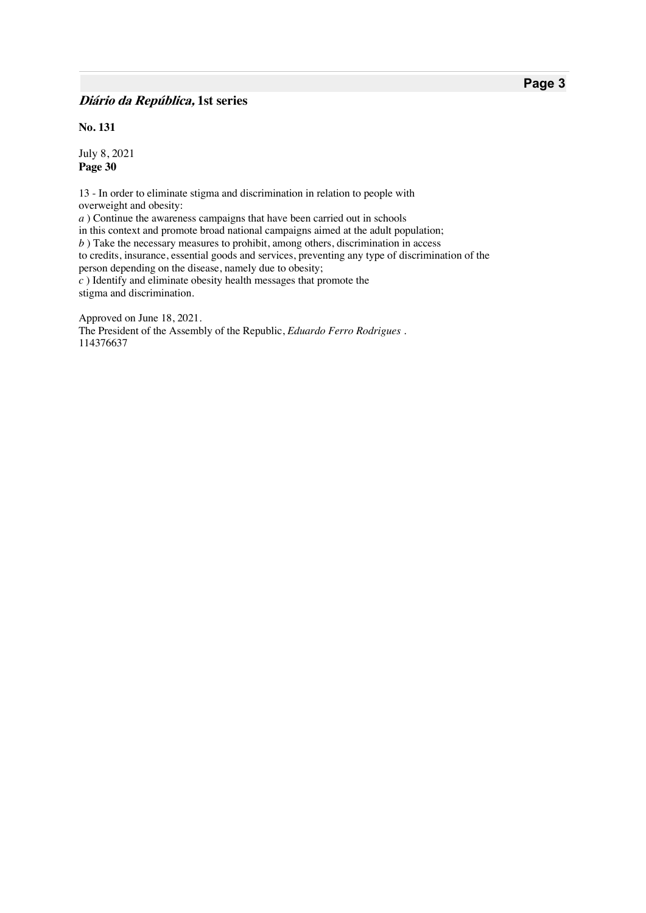13 - In order to eliminate stigma and discrimination in relation to people with overweight and obesity:

*a* ) Continue the awareness campaigns that have been carried out in schools in this context and promote broad national campaigns aimed at the adult population;

*b* ) Take the necessary measures to prohibit, among others, discrimination in access to credits, insurance, essential goods and services, preventing any type of discrimination of the person depending on the disease, namely due to obesity;

*c* ) Identify and eliminate obesity health messages that promote the stigma and discrimination.

Approved on June 18, 2021.

The President of the Assembly of the Republic, *Eduardo Ferro Rodrigues* .

114376637